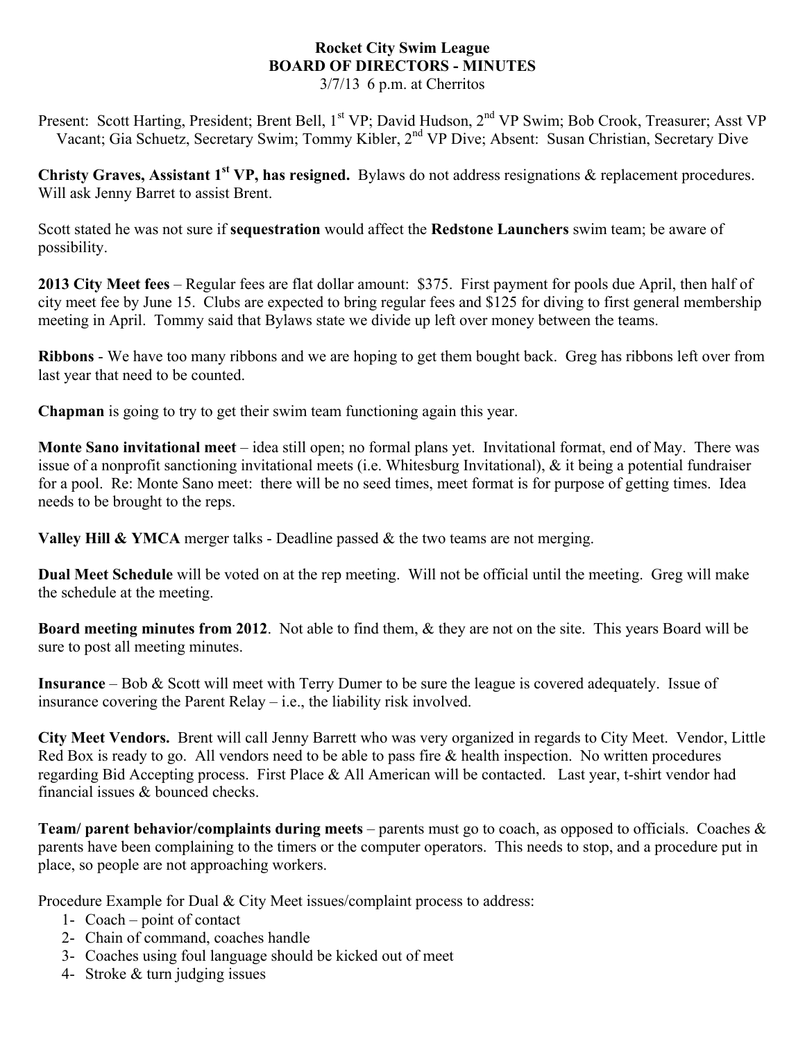**Rocket City Swim League**
**BOARD OF DIRECTORS - MINUTES**
3/7/13 6 p.m. at Cherritos

Present: Scott Harting, President; Brent Bell, 1st VP; David Hudson, 2nd VP Swim; Bob Crook, Treasurer; Asst VP Vacant; Gia Schuetz, Secretary Swim; Tommy Kibler, 2nd VP Dive; Absent: Susan Christian, Secretary Dive

**Christy Graves, Assistant 1st VP, has resigned.** Bylaws do not address resignations & replacement procedures. Will ask Jenny Barret to assist Brent.

Scott stated he was not sure if **sequestration** would affect the **Redstone Launchers** swim team; be aware of possibility.

**2013 City Meet fees** – Regular fees are flat dollar amount: $375. First payment for pools due April, then half of city meet fee by June 15. Clubs are expected to bring regular fees and $125 for diving to first general membership meeting in April. Tommy said that Bylaws state we divide up left over money between the teams.

**Ribbons** - We have too many ribbons and we are hoping to get them bought back. Greg has ribbons left over from last year that need to be counted.

**Chapman** is going to try to get their swim team functioning again this year.

**Monte Sano invitational meet** – idea still open; no formal plans yet. Invitational format, end of May. There was issue of a nonprofit sanctioning invitational meets (i.e. Whitesburg Invitational), & it being a potential fundraiser for a pool. Re: Monte Sano meet: there will be no seed times, meet format is for purpose of getting times. Idea needs to be brought to the reps.

**Valley Hill & YMCA** merger talks - Deadline passed & the two teams are not merging.

**Dual Meet Schedule** will be voted on at the rep meeting. Will not be official until the meeting. Greg will make the schedule at the meeting.

**Board meeting minutes from 2012**. Not able to find them, & they are not on the site. This years Board will be sure to post all meeting minutes.

**Insurance** – Bob & Scott will meet with Terry Dumer to be sure the league is covered adequately. Issue of insurance covering the Parent Relay – i.e., the liability risk involved.

**City Meet Vendors.** Brent will call Jenny Barrett who was very organized in regards to City Meet. Vendor, Little Red Box is ready to go. All vendors need to be able to pass fire & health inspection. No written procedures regarding Bid Accepting process. First Place & All American will be contacted. Last year, t-shirt vendor had financial issues & bounced checks.

**Team/ parent behavior/complaints during meets** – parents must go to coach, as opposed to officials. Coaches & parents have been complaining to the timers or the computer operators. This needs to stop, and a procedure put in place, so people are not approaching workers.

Procedure Example for Dual & City Meet issues/complaint process to address:

1. Coach – point of contact
2. Chain of command, coaches handle
3. Coaches using foul language should be kicked out of meet
4. Stroke & turn judging issues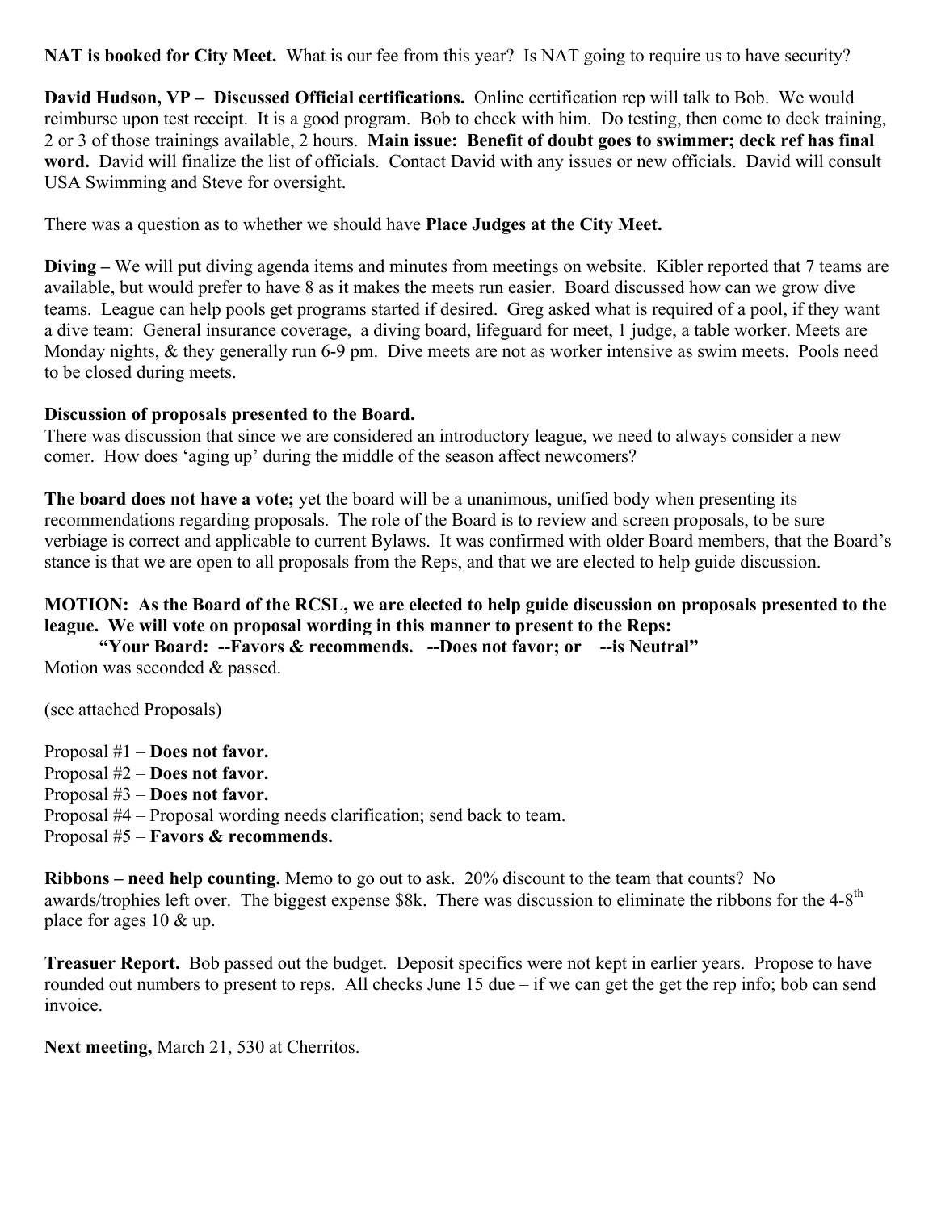**NAT is booked for City Meet.** What is our fee from this year? Is NAT going to require us to have security?

**David Hudson, VP – Discussed Official certifications.** Online certification rep will talk to Bob. We would reimburse upon test receipt. It is a good program. Bob to check with him. Do testing, then come to deck training, 2 or 3 of those trainings available, 2 hours. **Main issue: Benefit of doubt goes to swimmer; deck ref has final word.** David will finalize the list of officials. Contact David with any issues or new officials. David will consult USA Swimming and Steve for oversight.

There was a question as to whether we should have **Place Judges at the City Meet.**

**Diving –** We will put diving agenda items and minutes from meetings on website. Kibler reported that 7 teams are available, but would prefer to have 8 as it makes the meets run easier. Board discussed how can we grow dive teams. League can help pools get programs started if desired. Greg asked what is required of a pool, if they want a dive team: General insurance coverage, a diving board, lifeguard for meet, 1 judge, a table worker. Meets are Monday nights, & they generally run 6-9 pm. Dive meets are not as worker intensive as swim meets. Pools need to be closed during meets.

**Discussion of proposals presented to the Board.**
There was discussion that since we are considered an introductory league, we need to always consider a new comer. How does 'aging up' during the middle of the season affect newcomers?

**The board does not have a vote;** yet the board will be a unanimous, unified body when presenting its recommendations regarding proposals. The role of the Board is to review and screen proposals, to be sure verbiage is correct and applicable to current Bylaws. It was confirmed with older Board members, that the Board's stance is that we are open to all proposals from the Reps, and that we are elected to help guide discussion.

**MOTION: As the Board of the RCSL, we are elected to help guide discussion on proposals presented to the league. We will vote on proposal wording in this manner to present to the Reps:**
**"Your Board: --Favors & recommends. --Does not favor; or --is Neutral"**
Motion was seconded & passed.

(see attached Proposals)

Proposal #1 – **Does not favor.**
Proposal #2 – **Does not favor.**
Proposal #3 – **Does not favor.**
Proposal #4 – Proposal wording needs clarification; send back to team.
Proposal #5 – **Favors & recommends.**

**Ribbons – need help counting.** Memo to go out to ask. 20% discount to the team that counts? No awards/trophies left over. The biggest expense $8k. There was discussion to eliminate the ribbons for the 4-8th place for ages 10 & up.

**Treasuer Report.** Bob passed out the budget. Deposit specifics were not kept in earlier years. Propose to have rounded out numbers to present to reps. All checks June 15 due – if we can get the get the rep info; bob can send invoice.

**Next meeting,** March 21, 530 at Cherritos.